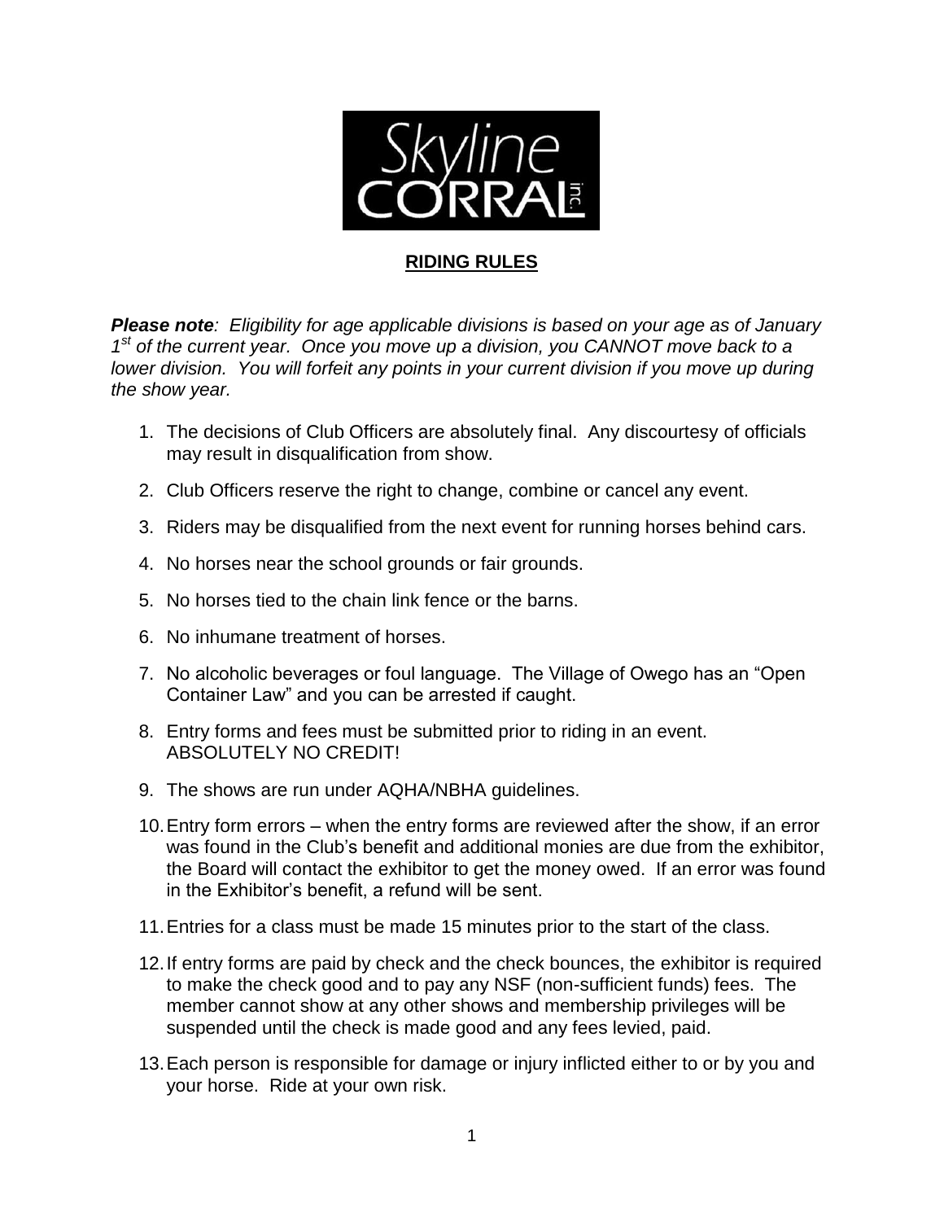Skyline CORRAL inc.

## RIDING RULES

***Please note**: Eligibility for age applicable divisions is based on your age as of January 1st of the current year. Once you move up a division, you CANNOT move back to a lower division. You will forfeit any points in your current division if you move up during the show year.*

1. The decisions of Club Officers are absolutely final. Any discourtesy of officials may result in disqualification from show.
2. Club Officers reserve the right to change, combine or cancel any event.
3. Riders may be disqualified from the next event for running horses behind cars.
4. No horses near the school grounds or fair grounds.
5. No horses tied to the chain link fence or the barns.
6. No inhumane treatment of horses.
7. No alcoholic beverages or foul language. The Village of Owego has an "Open Container Law" and you can be arrested if caught.
8. Entry forms and fees must be submitted prior to riding in an event. ABSOLUTELY NO CREDIT!
9. The shows are run under AQHA/NBHA guidelines.
10. Entry form errors – when the entry forms are reviewed after the show, if an error was found in the Club's benefit and additional monies are due from the exhibitor, the Board will contact the exhibitor to get the money owed. If an error was found in the Exhibitor's benefit, a refund will be sent.
11. Entries for a class must be made 15 minutes prior to the start of the class.
12. If entry forms are paid by check and the check bounces, the exhibitor is required to make the check good and to pay any NSF (non-sufficient funds) fees. The member cannot show at any other shows and membership privileges will be suspended until the check is made good and any fees levied, paid.
13. Each person is responsible for damage or injury inflicted either to or by you and your horse. Ride at your own risk.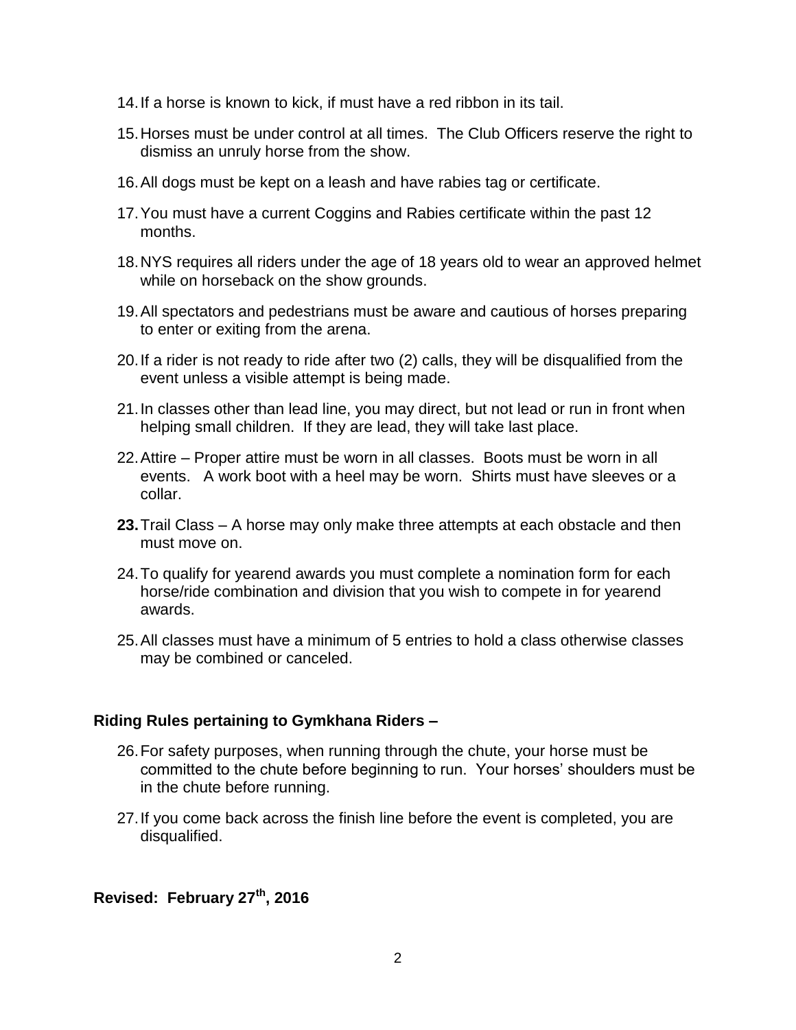14. If a horse is known to kick, if must have a red ribbon in its tail.

15. Horses must be under control at all times. The Club Officers reserve the right to dismiss an unruly horse from the show.

16. All dogs must be kept on a leash and have rabies tag or certificate.

17. You must have a current Coggins and Rabies certificate within the past 12 months.

18. NYS requires all riders under the age of 18 years old to wear an approved helmet while on horseback on the show grounds.

19. All spectators and pedestrians must be aware and cautious of horses preparing to enter or exiting from the arena.

20. If a rider is not ready to ride after two (2) calls, they will be disqualified from the event unless a visible attempt is being made.

21. In classes other than lead line, you may direct, but not lead or run in front when helping small children. If they are lead, they will take last place.

22. Attire – Proper attire must be worn in all classes. Boots must be worn in all events. A work boot with a heel may be worn. Shirts must have sleeves or a collar.

**23.** Trail Class – A horse may only make three attempts at each obstacle and then must move on.

24. To qualify for yearend awards you must complete a nomination form for each horse/ride combination and division that you wish to compete in for yearend awards.

25. All classes must have a minimum of 5 entries to hold a class otherwise classes may be combined or canceled.

**Riding Rules pertaining to Gymkhana Riders –**

26. For safety purposes, when running through the chute, your horse must be committed to the chute before beginning to run. Your horses' shoulders must be in the chute before running.

27. If you come back across the finish line before the event is completed, you are disqualified.

**Revised: February 27th, 2016**